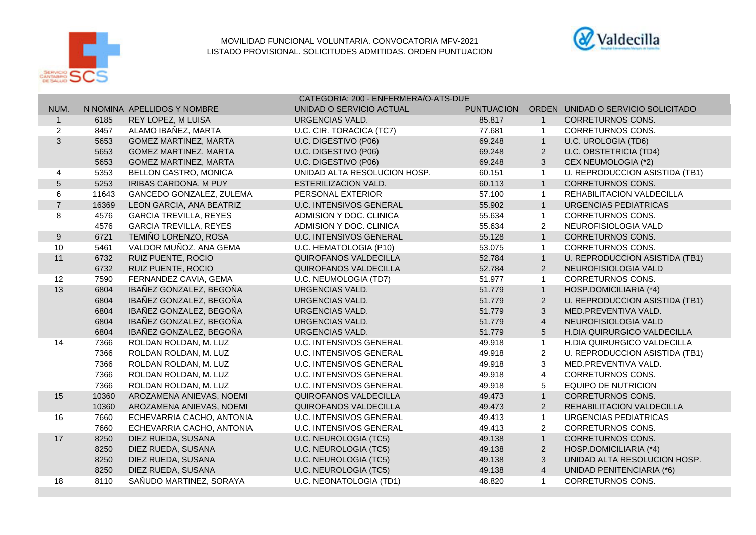MOVILIDAD FUNCIONAL VOLUNTARIA. CONVOCATORIA MFV-2021

LISTADO PROVISIONAL. SOLICITUDES ADMITIDAS. ORDEN PUNTUACION

| CATEGORIA: 200 - ENFERMERA/O-ATS-DUE | | | | | | |
|---|---|---|---|---|---|---|
| NUM. | N NOMINA | APELLIDOS Y NOMBRE | UNIDAD O SERVICIO ACTUAL | PUNTUACION | ORDEN | UNIDAD O SERVICIO SOLICITADO |
| 1 | 6185 | REY LOPEZ, M LUISA | URGENCIAS VALD. | 85.817 | 1 | CORRETURNOS CONS. |
| 2 | 8457 | ALAMO IBAÑEZ, MARTA | U.C. CIR. TORACICA (TC7) | 77.681 | 1 | CORRETURNOS CONS. |
| 3 | 5653 | GOMEZ MARTINEZ, MARTA | U.C. DIGESTIVO (P06) | 69.248 | 1 | U.C. UROLOGIA (TD6) |
| | 5653 | GOMEZ MARTINEZ, MARTA | U.C. DIGESTIVO (P06) | 69.248 | 2 | U.C. OBSTETRICIA (TD4) |
| | 5653 | GOMEZ MARTINEZ, MARTA | U.C. DIGESTIVO (P06) | 69.248 | 3 | CEX NEUMOLOGIA (*2) |
| 4 | 5353 | BELLON CASTRO, MONICA | UNIDAD ALTA RESOLUCION HOSP. | 60.151 | 1 | U. REPRODUCCION ASISTIDA (TB1) |
| 5 | 5253 | IRIBAS CARDONA, M PUY | ESTERILIZACION VALD. | 60.113 | 1 | CORRETURNOS CONS. |
| 6 | 11643 | GANCEDO GONZALEZ, ZULEMA | PERSONAL EXTERIOR | 57.100 | 1 | REHABILITACION VALDECILLA |
| 7 | 16369 | LEON GARCIA, ANA BEATRIZ | U.C. INTENSIVOS GENERAL | 55.902 | 1 | URGENCIAS PEDIATRICAS |
| 8 | 4576 | GARCIA TREVILLA, REYES | ADMISION Y DOC. CLINICA | 55.634 | 1 | CORRETURNOS CONS. |
| | 4576 | GARCIA TREVILLA, REYES | ADMISION Y DOC. CLINICA | 55.634 | 2 | NEUROFISIOLOGIA VALD |
| 9 | 6721 | TEMIÑO LORENZO, ROSA | U.C. INTENSIVOS GENERAL | 55.128 | 1 | CORRETURNOS CONS. |
| 10 | 5461 | VALDOR MUÑOZ, ANA GEMA | U.C. HEMATOLOGIA (P10) | 53.075 | 1 | CORRETURNOS CONS. |
| 11 | 6732 | RUIZ PUENTE, ROCIO | QUIROFANOS VALDECILLA | 52.784 | 1 | U. REPRODUCCION ASISTIDA (TB1) |
| | 6732 | RUIZ PUENTE, ROCIO | QUIROFANOS VALDECILLA | 52.784 | 2 | NEUROFISIOLOGIA VALD |
| 12 | 7590 | FERNANDEZ CAVIA, GEMA | U.C. NEUMOLOGIA (TD7) | 51.977 | 1 | CORRETURNOS CONS. |
| 13 | 6804 | IBAÑEZ GONZALEZ, BEGOÑA | URGENCIAS VALD. | 51.779 | 1 | HOSP.DOMICILIARIA (*4) |
| | 6804 | IBAÑEZ GONZALEZ, BEGOÑA | URGENCIAS VALD. | 51.779 | 2 | U. REPRODUCCION ASISTIDA (TB1) |
| | 6804 | IBAÑEZ GONZALEZ, BEGOÑA | URGENCIAS VALD. | 51.779 | 3 | MED.PREVENTIVA VALD. |
| | 6804 | IBAÑEZ GONZALEZ, BEGOÑA | URGENCIAS VALD. | 51.779 | 4 | NEUROFISIOLOGIA VALD |
| | 6804 | IBAÑEZ GONZALEZ, BEGOÑA | URGENCIAS VALD. | 51.779 | 5 | H.DIA QUIRURGICO VALDECILLA |
| 14 | 7366 | ROLDAN ROLDAN, M. LUZ | U.C. INTENSIVOS GENERAL | 49.918 | 1 | H.DIA QUIRURGICO VALDECILLA |
| | 7366 | ROLDAN ROLDAN, M. LUZ | U.C. INTENSIVOS GENERAL | 49.918 | 2 | U. REPRODUCCION ASISTIDA (TB1) |
| | 7366 | ROLDAN ROLDAN, M. LUZ | U.C. INTENSIVOS GENERAL | 49.918 | 3 | MED.PREVENTIVA VALD. |
| | 7366 | ROLDAN ROLDAN, M. LUZ | U.C. INTENSIVOS GENERAL | 49.918 | 4 | CORRETURNOS CONS. |
| | 7366 | ROLDAN ROLDAN, M. LUZ | U.C. INTENSIVOS GENERAL | 49.918 | 5 | EQUIPO DE NUTRICION |
| 15 | 10360 | AROZAMENA ANIEVAS, NOEMI | QUIROFANOS VALDECILLA | 49.473 | 1 | CORRETURNOS CONS. |
| | 10360 | AROZAMENA ANIEVAS, NOEMI | QUIROFANOS VALDECILLA | 49.473 | 2 | REHABILITACION VALDECILLA |
| 16 | 7660 | ECHEVARRIA CACHO, ANTONIA | U.C. INTENSIVOS GENERAL | 49.413 | 1 | URGENCIAS PEDIATRICAS |
| | 7660 | ECHEVARRIA CACHO, ANTONIA | U.C. INTENSIVOS GENERAL | 49.413 | 2 | CORRETURNOS CONS. |
| 17 | 8250 | DIEZ RUEDA, SUSANA | U.C. NEUROLOGIA (TC5) | 49.138 | 1 | CORRETURNOS CONS. |
| | 8250 | DIEZ RUEDA, SUSANA | U.C. NEUROLOGIA (TC5) | 49.138 | 2 | HOSP.DOMICILIARIA (*4) |
| | 8250 | DIEZ RUEDA, SUSANA | U.C. NEUROLOGIA (TC5) | 49.138 | 3 | UNIDAD ALTA RESOLUCION HOSP. |
| | 8250 | DIEZ RUEDA, SUSANA | U.C. NEUROLOGIA (TC5) | 49.138 | 4 | UNIDAD PENITENCIARIA (*6) |
| 18 | 8110 | SAÑUDO MARTINEZ, SORAYA | U.C. NEONATOLOGIA (TD1) | 48.820 | 1 | CORRETURNOS CONS. |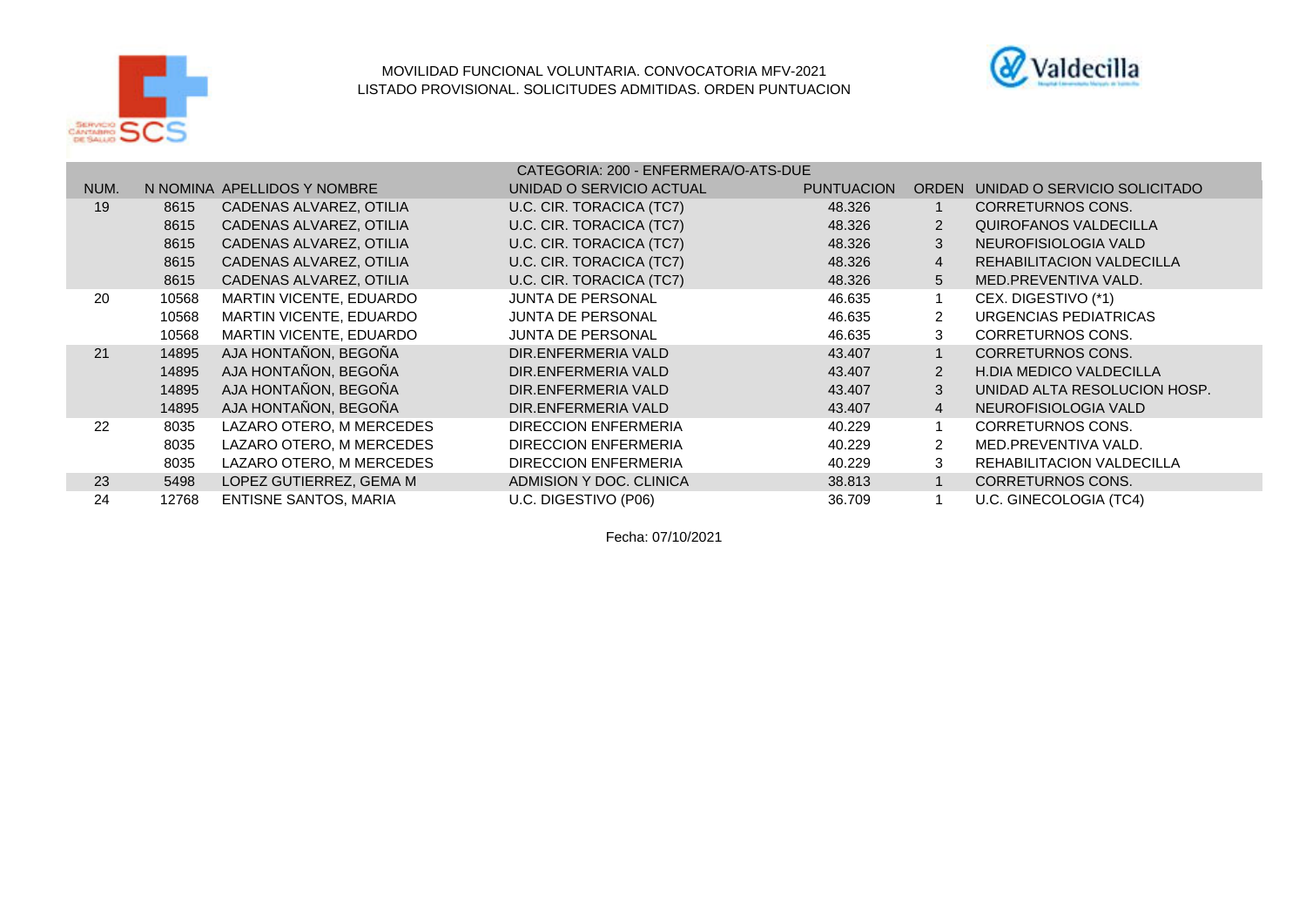MOVILIDAD FUNCIONAL VOLUNTARIA. CONVOCATORIA MFV-2021
LISTADO PROVISIONAL. SOLICITUDES ADMITIDAS. ORDEN PUNTUACION

CATEGORIA: 200 - ENFERMERA/O-ATS-DUE

| NUM. | N NOMINA | APELLIDOS Y NOMBRE | UNIDAD O SERVICIO ACTUAL | PUNTUACION | ORDEN | UNIDAD O SERVICIO SOLICITADO |
|---|---|---|---|---|---|---|
| 19 | 8615 | CADENAS ALVAREZ, OTILIA | U.C. CIR. TORACICA (TC7) | 48.326 | 1 | CORRETURNOS CONS. |
| | 8615 | CADENAS ALVAREZ, OTILIA | U.C. CIR. TORACICA (TC7) | 48.326 | 2 | QUIROFANOS VALDECILLA |
| | 8615 | CADENAS ALVAREZ, OTILIA | U.C. CIR. TORACICA (TC7) | 48.326 | 3 | NEUROFISIOLOGIA VALD |
| | 8615 | CADENAS ALVAREZ, OTILIA | U.C. CIR. TORACICA (TC7) | 48.326 | 4 | REHABILITACION VALDECILLA |
| | 8615 | CADENAS ALVAREZ, OTILIA | U.C. CIR. TORACICA (TC7) | 48.326 | 5 | MED.PREVENTIVA VALD. |
| 20 | 10568 | MARTIN VICENTE, EDUARDO | JUNTA DE PERSONAL | 46.635 | 1 | CEX. DIGESTIVO (*1) |
| | 10568 | MARTIN VICENTE, EDUARDO | JUNTA DE PERSONAL | 46.635 | 2 | URGENCIAS PEDIATRICAS |
| | 10568 | MARTIN VICENTE, EDUARDO | JUNTA DE PERSONAL | 46.635 | 3 | CORRETURNOS CONS. |
| 21 | 14895 | AJA HONTAÑON, BEGOÑA | DIR.ENFERMERIA VALD | 43.407 | 1 | CORRETURNOS CONS. |
| | 14895 | AJA HONTAÑON, BEGOÑA | DIR.ENFERMERIA VALD | 43.407 | 2 | H.DIA MEDICO VALDECILLA |
| | 14895 | AJA HONTAÑON, BEGOÑA | DIR.ENFERMERIA VALD | 43.407 | 3 | UNIDAD ALTA RESOLUCION HOSP. |
| | 14895 | AJA HONTAÑON, BEGOÑA | DIR.ENFERMERIA VALD | 43.407 | 4 | NEUROFISIOLOGIA VALD |
| 22 | 8035 | LAZARO OTERO, M MERCEDES | DIRECCION ENFERMERIA | 40.229 | 1 | CORRETURNOS CONS. |
| | 8035 | LAZARO OTERO, M MERCEDES | DIRECCION ENFERMERIA | 40.229 | 2 | MED.PREVENTIVA VALD. |
| | 8035 | LAZARO OTERO, M MERCEDES | DIRECCION ENFERMERIA | 40.229 | 3 | REHABILITACION VALDECILLA |
| 23 | 5498 | LOPEZ GUTIERREZ, GEMA M | ADMISION Y DOC. CLINICA | 38.813 | 1 | CORRETURNOS CONS. |
| 24 | 12768 | ENTISNE SANTOS, MARIA | U.C. DIGESTIVO (P06) | 36.709 | 1 | U.C. GINECOLOGIA (TC4) |

Fecha: 07/10/2021